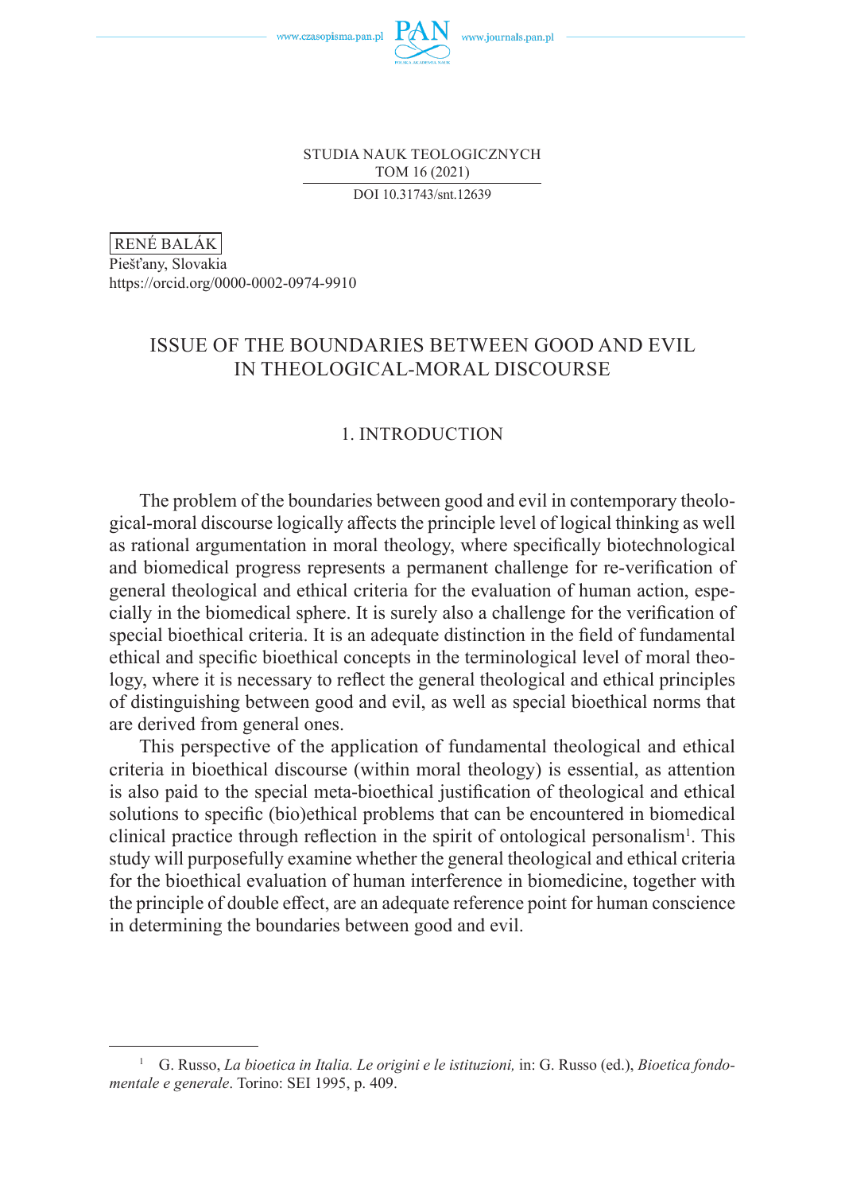STUDIA NAUK TEOLOGICZNYCH
TOM 16 (2021)
DOI 10.31743/snt.12639

RENÉ BALÁK
Piešťany, Slovakia
https://orcid.org/0000-0002-0974-9910

# ISSUE OF THE BOUNDARIES BETWEEN GOOD AND EVIL IN THEOLOGICAL-MORAL DISCOURSE

## 1. INTRODUCTION

The problem of the boundaries between good and evil in contemporary theological-moral discourse logically affects the principle level of logical thinking as well as rational argumentation in moral theology, where specifically biotechnological and biomedical progress represents a permanent challenge for re-verification of general theological and ethical criteria for the evaluation of human action, especially in the biomedical sphere. It is surely also a challenge for the verification of special bioethical criteria. It is an adequate distinction in the field of fundamental ethical and specific bioethical concepts in the terminological level of moral theology, where it is necessary to reflect the general theological and ethical principles of distinguishing between good and evil, as well as special bioethical norms that are derived from general ones.

This perspective of the application of fundamental theological and ethical criteria in bioethical discourse (within moral theology) is essential, as attention is also paid to the special meta-bioethical justification of theological and ethical solutions to specific (bio)ethical problems that can be encountered in biomedical clinical practice through reflection in the spirit of ontological personalism[1]. This study will purposefully examine whether the general theological and ethical criteria for the bioethical evaluation of human interference in biomedicine, together with the principle of double effect, are an adequate reference point for human conscience in determining the boundaries between good and evil.

---

[1] G. Russo, *La bioetica in Italia. Le origini e le istituzioni,* in: G. Russo (ed.), *Bioetica fondamentale e generale*. Torino: SEI 1995, p. 409.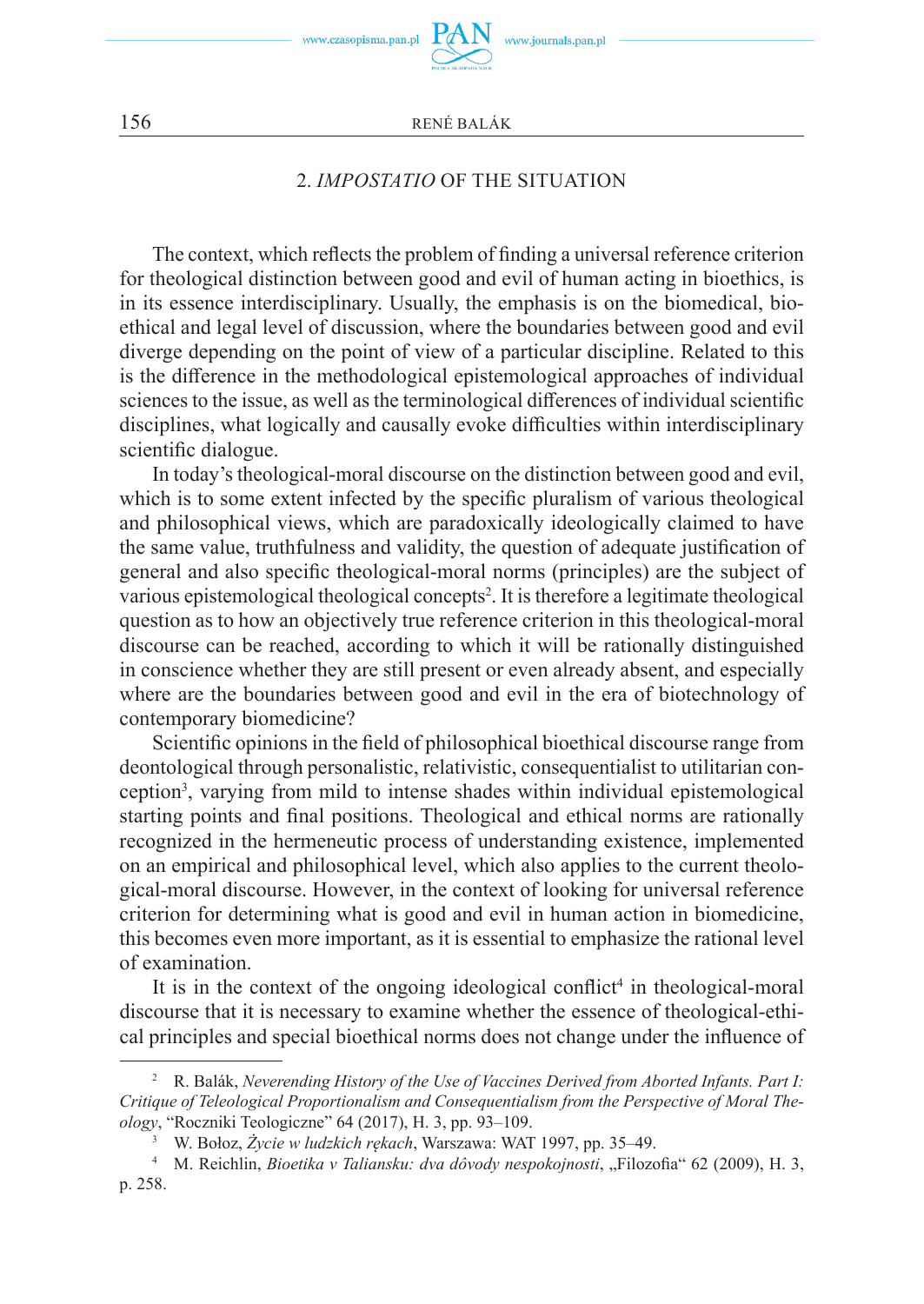## 2. *IMPOSTATIO* OF THE SITUATION

The context, which reflects the problem of finding a universal reference criterion for theological distinction between good and evil of human acting in bioethics, is in its essence interdisciplinary. Usually, the emphasis is on the biomedical, bioethical and legal level of discussion, where the boundaries between good and evil diverge depending on the point of view of a particular discipline. Related to this is the difference in the methodological epistemological approaches of individual sciences to the issue, as well as the terminological differences of individual scientific disciplines, what logically and causally evoke difficulties within interdisciplinary scientific dialogue.

In today's theological-moral discourse on the distinction between good and evil, which is to some extent infected by the specific pluralism of various theological and philosophical views, which are paradoxically ideologically claimed to have the same value, truthfulness and validity, the question of adequate justification of general and also specific theological-moral norms (principles) are the subject of various epistemological theological concepts[2]. It is therefore a legitimate theological question as to how an objectively true reference criterion in this theological-moral discourse can be reached, according to which it will be rationally distinguished in conscience whether they are still present or even already absent, and especially where are the boundaries between good and evil in the era of biotechnology of contemporary biomedicine?

Scientific opinions in the field of philosophical bioethical discourse range from deontological through personalistic, relativistic, consequentialist to utilitarian conception[3], varying from mild to intense shades within individual epistemological starting points and final positions. Theological and ethical norms are rationally recognized in the hermeneutic process of understanding existence, implemented on an empirical and philosophical level, which also applies to the current theological-moral discourse. However, in the context of looking for universal reference criterion for determining what is good and evil in human action in biomedicine, this becomes even more important, as it is essential to emphasize the rational level of examination.

It is in the context of the ongoing ideological conflict[4] in theological-moral discourse that it is necessary to examine whether the essence of theological-ethical principles and special bioethical norms does not change under the influence of

---

[2] R. Balák, *Neverending History of the Use of Vaccines Derived from Aborted Infants. Part I: Critique of Teleological Proportionalism and Consequentialism from the Perspective of Moral Theology*, "Roczniki Teologiczne" 64 (2017), H. 3, pp. 93–109.

[3] W. Bołoz, *Życie w ludzkich rękach*, Warszawa: WAT 1997, pp. 35–49.

[4] M. Reichlin, *Bioetika v Taliansku: dva dôvody nespokojnosti*, „Filozofia" 62 (2009), H. 3, p. 258.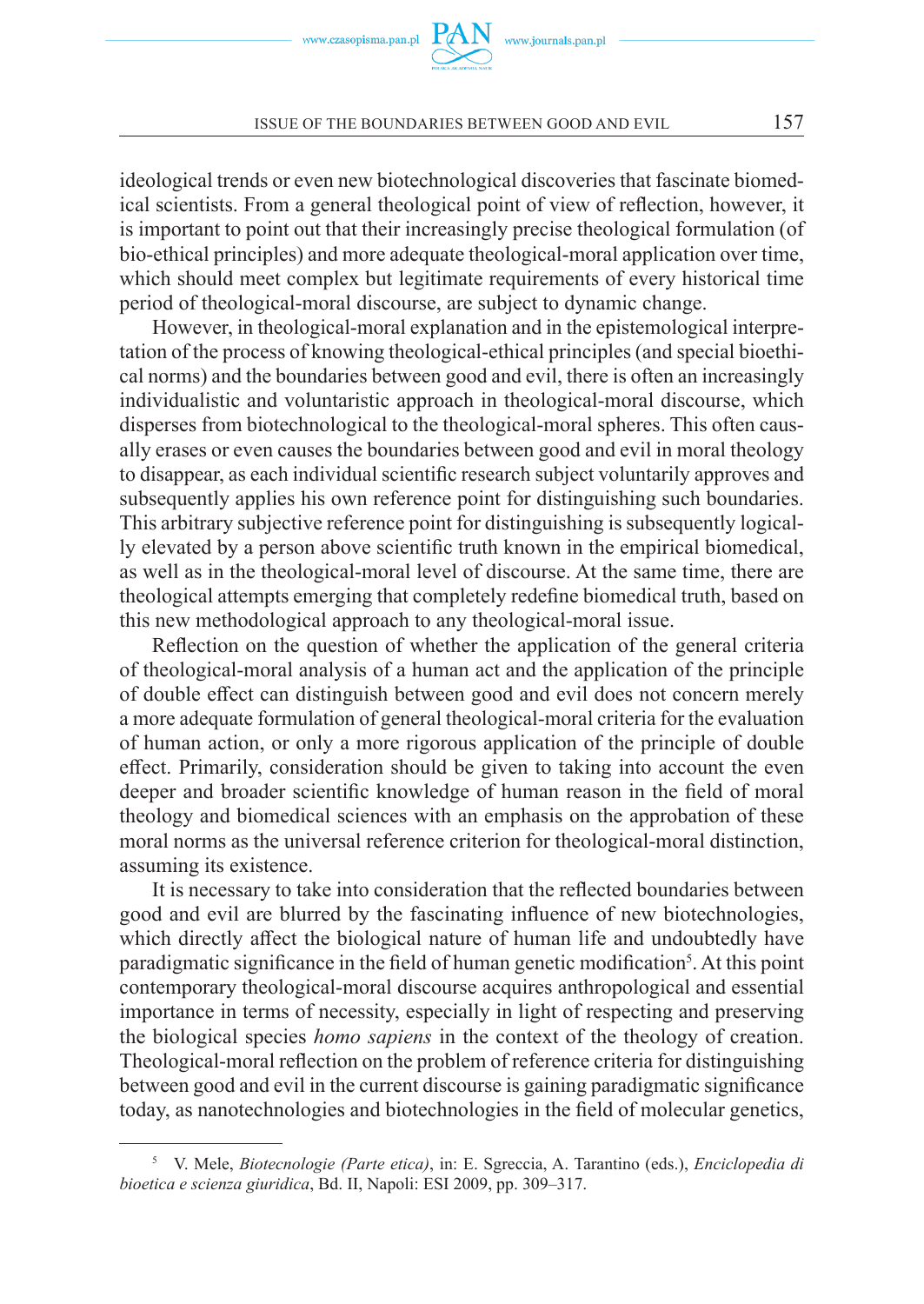ideological trends or even new biotechnological discoveries that fascinate biomedical scientists. From a general theological point of view of reflection, however, it is important to point out that their increasingly precise theological formulation (of bio-ethical principles) and more adequate theological-moral application over time, which should meet complex but legitimate requirements of every historical time period of theological-moral discourse, are subject to dynamic change.

However, in theological-moral explanation and in the epistemological interpretation of the process of knowing theological-ethical principles (and special bioethical norms) and the boundaries between good and evil, there is often an increasingly individualistic and voluntaristic approach in theological-moral discourse, which disperses from biotechnological to the theological-moral spheres. This often causally erases or even causes the boundaries between good and evil in moral theology to disappear, as each individual scientific research subject voluntarily approves and subsequently applies his own reference point for distinguishing such boundaries. This arbitrary subjective reference point for distinguishing is subsequently logically elevated by a person above scientific truth known in the empirical biomedical, as well as in the theological-moral level of discourse. At the same time, there are theological attempts emerging that completely redefine biomedical truth, based on this new methodological approach to any theological-moral issue.

Reflection on the question of whether the application of the general criteria of theological-moral analysis of a human act and the application of the principle of double effect can distinguish between good and evil does not concern merely a more adequate formulation of general theological-moral criteria for the evaluation of human action, or only a more rigorous application of the principle of double effect. Primarily, consideration should be given to taking into account the even deeper and broader scientific knowledge of human reason in the field of moral theology and biomedical sciences with an emphasis on the approbation of these moral norms as the universal reference criterion for theological-moral distinction, assuming its existence.

It is necessary to take into consideration that the reflected boundaries between good and evil are blurred by the fascinating influence of new biotechnologies, which directly affect the biological nature of human life and undoubtedly have paradigmatic significance in the field of human genetic modification[5]. At this point contemporary theological-moral discourse acquires anthropological and essential importance in terms of necessity, especially in light of respecting and preserving the biological species *homo sapiens* in the context of the theology of creation. Theological-moral reflection on the problem of reference criteria for distinguishing between good and evil in the current discourse is gaining paradigmatic significance today, as nanotechnologies and biotechnologies in the field of molecular genetics,

---

[5] V. Mele, *Biotecnologie (Parte etica)*, in: E. Sgreccia, A. Tarantino (eds.), *Enciclopedia di bioetica e scienza giuridica*, Bd. II, Napoli: ESI 2009, pp. 309–317.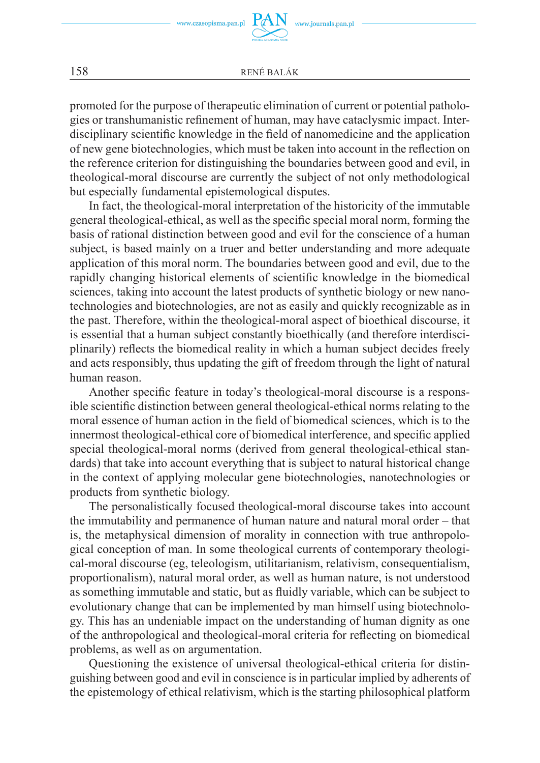promoted for the purpose of therapeutic elimination of current or potential pathologies or transhumanistic refinement of human, may have cataclysmic impact. Interdisciplinary scientific knowledge in the field of nanomedicine and the application of new gene biotechnologies, which must be taken into account in the reflection on the reference criterion for distinguishing the boundaries between good and evil, in theological-moral discourse are currently the subject of not only methodological but especially fundamental epistemological disputes.

In fact, the theological-moral interpretation of the historicity of the immutable general theological-ethical, as well as the specific special moral norm, forming the basis of rational distinction between good and evil for the conscience of a human subject, is based mainly on a truer and better understanding and more adequate application of this moral norm. The boundaries between good and evil, due to the rapidly changing historical elements of scientific knowledge in the biomedical sciences, taking into account the latest products of synthetic biology or new nanotechnologies and biotechnologies, are not as easily and quickly recognizable as in the past. Therefore, within the theological-moral aspect of bioethical discourse, it is essential that a human subject constantly bioethically (and therefore interdisciplinarily) reflects the biomedical reality in which a human subject decides freely and acts responsibly, thus updating the gift of freedom through the light of natural human reason.

Another specific feature in today's theological-moral discourse is a responsible scientific distinction between general theological-ethical norms relating to the moral essence of human action in the field of biomedical sciences, which is to the innermost theological-ethical core of biomedical interference, and specific applied special theological-moral norms (derived from general theological-ethical standards) that take into account everything that is subject to natural historical change in the context of applying molecular gene biotechnologies, nanotechnologies or products from synthetic biology.

The personalistically focused theological-moral discourse takes into account the immutability and permanence of human nature and natural moral order – that is, the metaphysical dimension of morality in connection with true anthropological conception of man. In some theological currents of contemporary theological-moral discourse (eg, teleologism, utilitarianism, relativism, consequentialism, proportionalism), natural moral order, as well as human nature, is not understood as something immutable and static, but as fluidly variable, which can be subject to evolutionary change that can be implemented by man himself using biotechnology. This has an undeniable impact on the understanding of human dignity as one of the anthropological and theological-moral criteria for reflecting on biomedical problems, as well as on argumentation.

Questioning the existence of universal theological-ethical criteria for distinguishing between good and evil in conscience is in particular implied by adherents of the epistemology of ethical relativism, which is the starting philosophical platform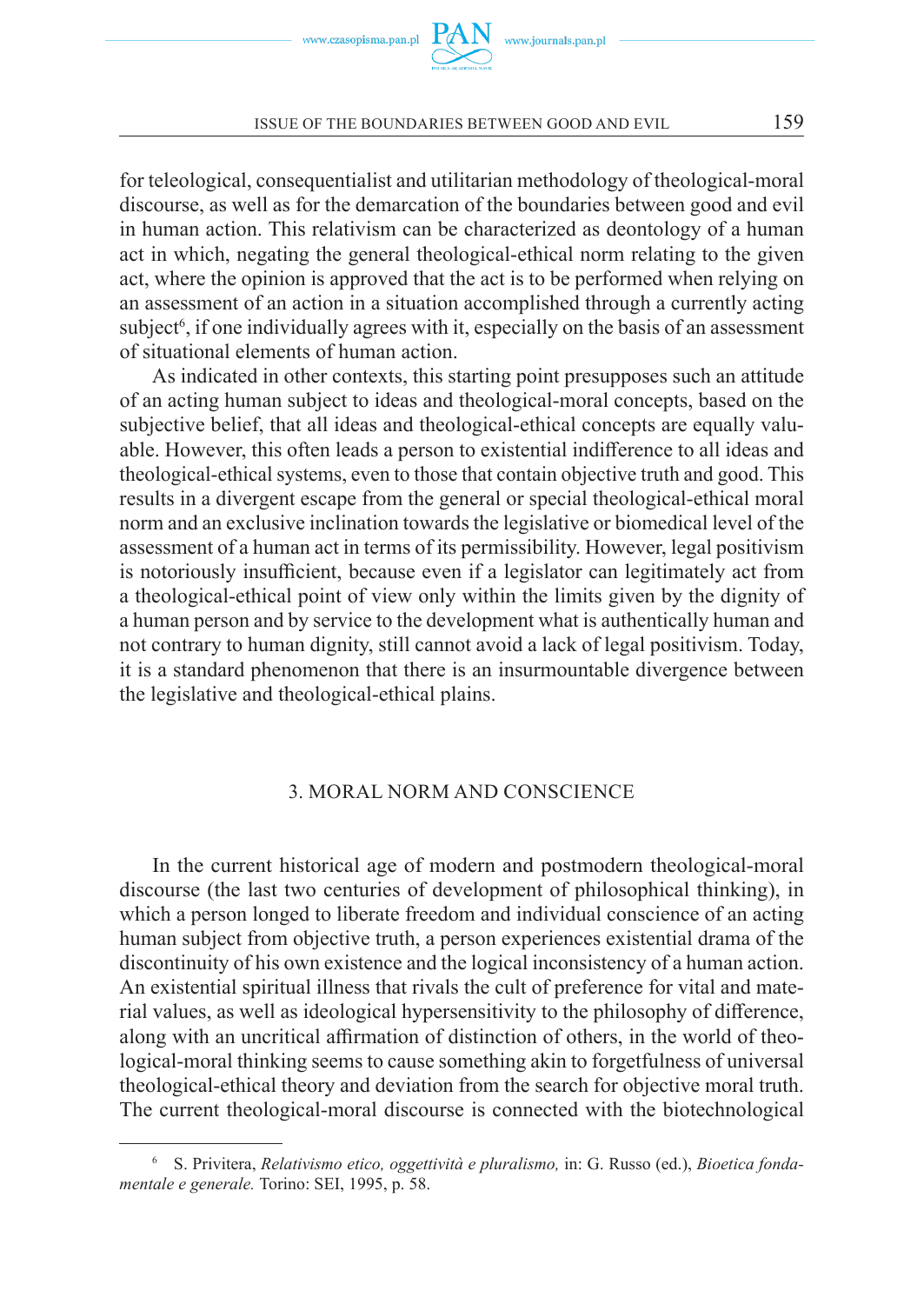for teleological, consequentialist and utilitarian methodology of theological-moral discourse, as well as for the demarcation of the boundaries between good and evil in human action. This relativism can be characterized as deontology of a human act in which, negating the general theological-ethical norm relating to the given act, where the opinion is approved that the act is to be performed when relying on an assessment of an action in a situation accomplished through a currently acting subject[6], if one individually agrees with it, especially on the basis of an assessment of situational elements of human action.

As indicated in other contexts, this starting point presupposes such an attitude of an acting human subject to ideas and theological-moral concepts, based on the subjective belief, that all ideas and theological-ethical concepts are equally valuable. However, this often leads a person to existential indifference to all ideas and theological-ethical systems, even to those that contain objective truth and good. This results in a divergent escape from the general or special theological-ethical moral norm and an exclusive inclination towards the legislative or biomedical level of the assessment of a human act in terms of its permissibility. However, legal positivism is notoriously insufficient, because even if a legislator can legitimately act from a theological-ethical point of view only within the limits given by the dignity of a human person and by service to the development what is authentically human and not contrary to human dignity, still cannot avoid a lack of legal positivism. Today, it is a standard phenomenon that there is an insurmountable divergence between the legislative and theological-ethical plains.

## 3. MORAL NORM AND CONSCIENCE

In the current historical age of modern and postmodern theological-moral discourse (the last two centuries of development of philosophical thinking), in which a person longed to liberate freedom and individual conscience of an acting human subject from objective truth, a person experiences existential drama of the discontinuity of his own existence and the logical inconsistency of a human action. An existential spiritual illness that rivals the cult of preference for vital and material values, as well as ideological hypersensitivity to the philosophy of difference, along with an uncritical affirmation of distinction of others, in the world of theological-moral thinking seems to cause something akin to forgetfulness of universal theological-ethical theory and deviation from the search for objective moral truth. The current theological-moral discourse is connected with the biotechnological

---

[6] S. Privitera, *Relativismo etico, oggettività e pluralismo,* in: G. Russo (ed.), *Bioetica fondamentale e generale.* Torino: SEI, 1995, p. 58.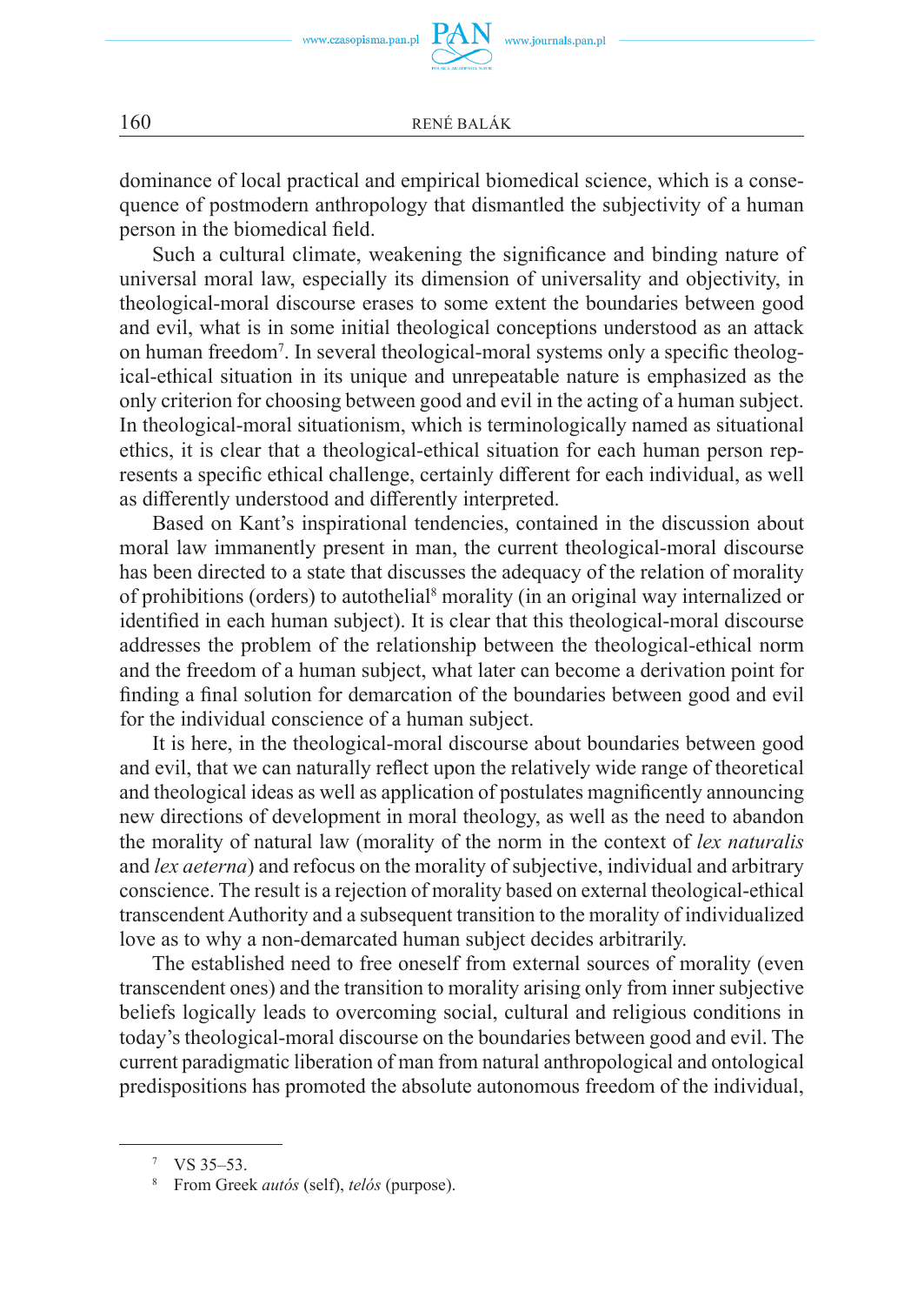dominance of local practical and empirical biomedical science, which is a consequence of postmodern anthropology that dismantled the subjectivity of a human person in the biomedical field.

Such a cultural climate, weakening the significance and binding nature of universal moral law, especially its dimension of universality and objectivity, in theological-moral discourse erases to some extent the boundaries between good and evil, what is in some initial theological conceptions understood as an attack on human freedom[7]. In several theological-moral systems only a specific theological-ethical situation in its unique and unrepeatable nature is emphasized as the only criterion for choosing between good and evil in the acting of a human subject. In theological-moral situationism, which is terminologically named as situational ethics, it is clear that a theological-ethical situation for each human person represents a specific ethical challenge, certainly different for each individual, as well as differently understood and differently interpreted.

Based on Kant's inspirational tendencies, contained in the discussion about moral law immanently present in man, the current theological-moral discourse has been directed to a state that discusses the adequacy of the relation of morality of prohibitions (orders) to autothelial[8] morality (in an original way internalized or identified in each human subject). It is clear that this theological-moral discourse addresses the problem of the relationship between the theological-ethical norm and the freedom of a human subject, what later can become a derivation point for finding a final solution for demarcation of the boundaries between good and evil for the individual conscience of a human subject.

It is here, in the theological-moral discourse about boundaries between good and evil, that we can naturally reflect upon the relatively wide range of theoretical and theological ideas as well as application of postulates magnificently announcing new directions of development in moral theology, as well as the need to abandon the morality of natural law (morality of the norm in the context of *lex naturalis* and *lex aeterna*) and refocus on the morality of subjective, individual and arbitrary conscience. The result is a rejection of morality based on external theological-ethical transcendent Authority and a subsequent transition to the morality of individualized love as to why a non-demarcated human subject decides arbitrarily.

The established need to free oneself from external sources of morality (even transcendent ones) and the transition to morality arising only from inner subjective beliefs logically leads to overcoming social, cultural and religious conditions in today's theological-moral discourse on the boundaries between good and evil. The current paradigmatic liberation of man from natural anthropological and ontological predispositions has promoted the absolute autonomous freedom of the individual,

---

[7] VS 35–53.

[8] From Greek *autós* (self), *telós* (purpose).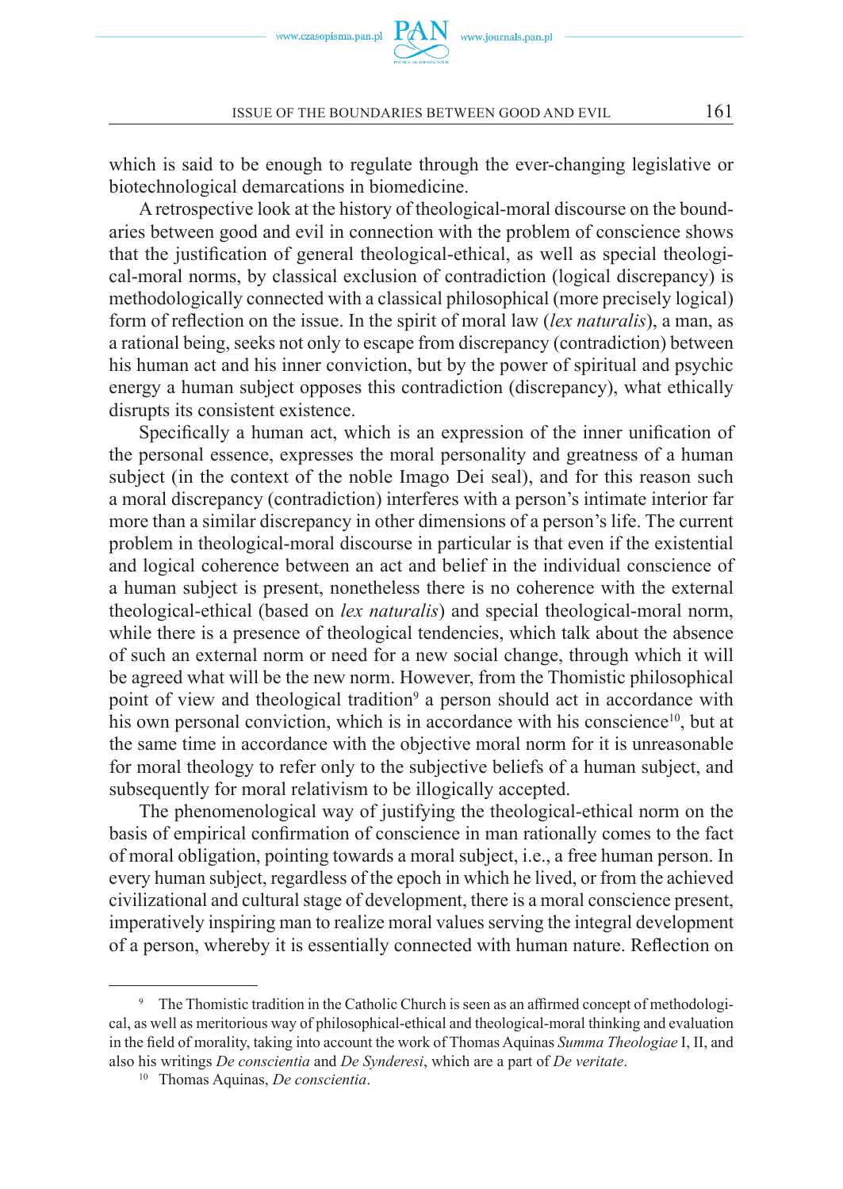which is said to be enough to regulate through the ever-changing legislative or biotechnological demarcations in biomedicine.

A retrospective look at the history of theological-moral discourse on the boundaries between good and evil in connection with the problem of conscience shows that the justification of general theological-ethical, as well as special theological-moral norms, by classical exclusion of contradiction (logical discrepancy) is methodologically connected with a classical philosophical (more precisely logical) form of reflection on the issue. In the spirit of moral law (*lex naturalis*), a man, as a rational being, seeks not only to escape from discrepancy (contradiction) between his human act and his inner conviction, but by the power of spiritual and psychic energy a human subject opposes this contradiction (discrepancy), what ethically disrupts its consistent existence.

Specifically a human act, which is an expression of the inner unification of the personal essence, expresses the moral personality and greatness of a human subject (in the context of the noble Imago Dei seal), and for this reason such a moral discrepancy (contradiction) interferes with a person's intimate interior far more than a similar discrepancy in other dimensions of a person's life. The current problem in theological-moral discourse in particular is that even if the existential and logical coherence between an act and belief in the individual conscience of a human subject is present, nonetheless there is no coherence with the external theological-ethical (based on *lex naturalis*) and special theological-moral norm, while there is a presence of theological tendencies, which talk about the absence of such an external norm or need for a new social change, through which it will be agreed what will be the new norm. However, from the Thomistic philosophical point of view and theological tradition[9] a person should act in accordance with his own personal conviction, which is in accordance with his conscience[10], but at the same time in accordance with the objective moral norm for it is unreasonable for moral theology to refer only to the subjective beliefs of a human subject, and subsequently for moral relativism to be illogically accepted.

The phenomenological way of justifying the theological-ethical norm on the basis of empirical confirmation of conscience in man rationally comes to the fact of moral obligation, pointing towards a moral subject, i.e., a free human person. In every human subject, regardless of the epoch in which he lived, or from the achieved civilizational and cultural stage of development, there is a moral conscience present, imperatively inspiring man to realize moral values serving the integral development of a person, whereby it is essentially connected with human nature. Reflection on

---

[9] The Thomistic tradition in the Catholic Church is seen as an affirmed concept of methodological, as well as meritorious way of philosophical-ethical and theological-moral thinking and evaluation in the field of morality, taking into account the work of Thomas Aquinas *Summa Theologiae* I, II, and also his writings *De conscientia* and *De Synderesi*, which are a part of *De veritate*.

[10] Thomas Aquinas, *De conscientia*.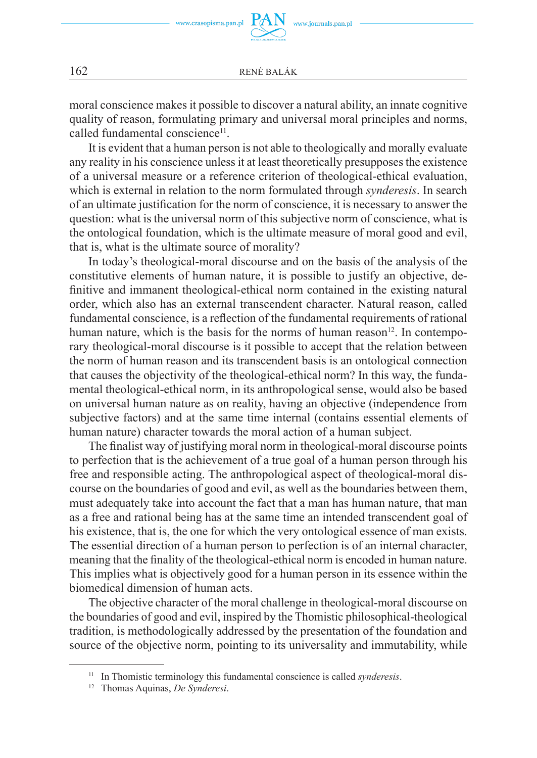moral conscience makes it possible to discover a natural ability, an innate cognitive quality of reason, formulating primary and universal moral principles and norms, called fundamental conscience[11].

It is evident that a human person is not able to theologically and morally evaluate any reality in his conscience unless it at least theoretically presupposes the existence of a universal measure or a reference criterion of theological-ethical evaluation, which is external in relation to the norm formulated through *synderesis*. In search of an ultimate justification for the norm of conscience, it is necessary to answer the question: what is the universal norm of this subjective norm of conscience, what is the ontological foundation, which is the ultimate measure of moral good and evil, that is, what is the ultimate source of morality?

In today's theological-moral discourse and on the basis of the analysis of the constitutive elements of human nature, it is possible to justify an objective, definitive and immanent theological-ethical norm contained in the existing natural order, which also has an external transcendent character. Natural reason, called fundamental conscience, is a reflection of the fundamental requirements of rational human nature, which is the basis for the norms of human reason[12]. In contemporary theological-moral discourse is it possible to accept that the relation between the norm of human reason and its transcendent basis is an ontological connection that causes the objectivity of the theological-ethical norm? In this way, the fundamental theological-ethical norm, in its anthropological sense, would also be based on universal human nature as on reality, having an objective (independence from subjective factors) and at the same time internal (contains essential elements of human nature) character towards the moral action of a human subject.

The finalist way of justifying moral norm in theological-moral discourse points to perfection that is the achievement of a true goal of a human person through his free and responsible acting. The anthropological aspect of theological-moral discourse on the boundaries of good and evil, as well as the boundaries between them, must adequately take into account the fact that a man has human nature, that man as a free and rational being has at the same time an intended transcendent goal of his existence, that is, the one for which the very ontological essence of man exists. The essential direction of a human person to perfection is of an internal character, meaning that the finality of the theological-ethical norm is encoded in human nature. This implies what is objectively good for a human person in its essence within the biomedical dimension of human acts.

The objective character of the moral challenge in theological-moral discourse on the boundaries of good and evil, inspired by the Thomistic philosophical-theological tradition, is methodologically addressed by the presentation of the foundation and source of the objective norm, pointing to its universality and immutability, while

---

[11] In Thomistic terminology this fundamental conscience is called *synderesis*.

[12] Thomas Aquinas, *De Synderesi*.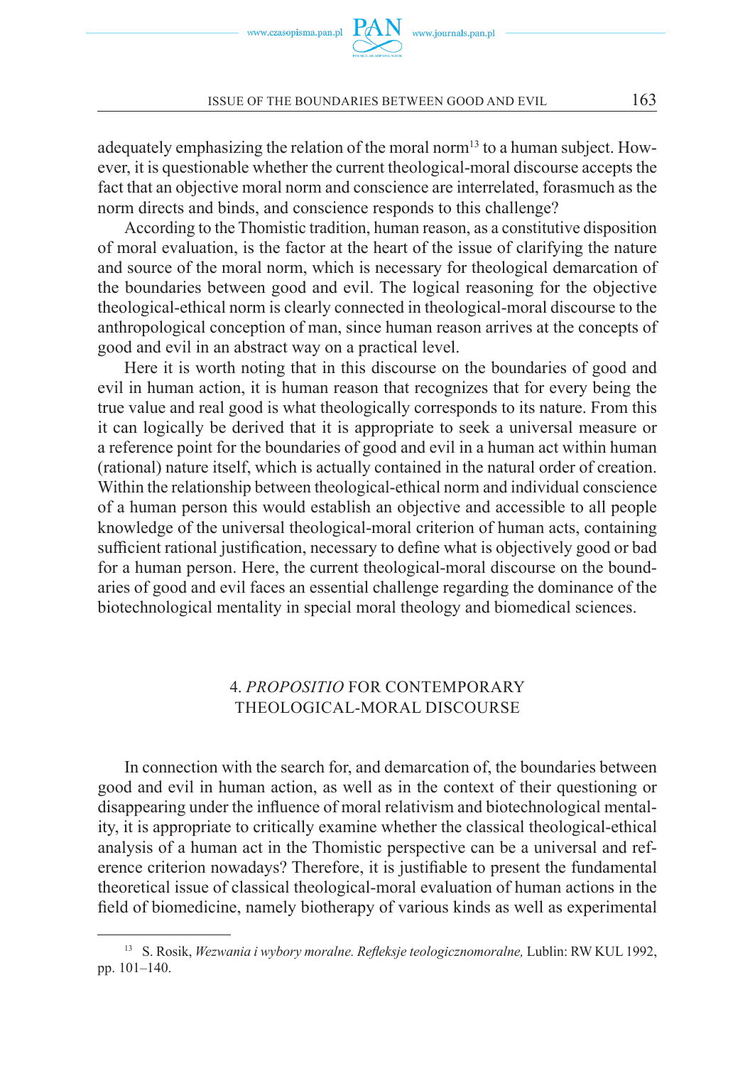adequately emphasizing the relation of the moral norm[13] to a human subject. However, it is questionable whether the current theological-moral discourse accepts the fact that an objective moral norm and conscience are interrelated, forasmuch as the norm directs and binds, and conscience responds to this challenge?

According to the Thomistic tradition, human reason, as a constitutive disposition of moral evaluation, is the factor at the heart of the issue of clarifying the nature and source of the moral norm, which is necessary for theological demarcation of the boundaries between good and evil. The logical reasoning for the objective theological-ethical norm is clearly connected in theological-moral discourse to the anthropological conception of man, since human reason arrives at the concepts of good and evil in an abstract way on a practical level.

Here it is worth noting that in this discourse on the boundaries of good and evil in human action, it is human reason that recognizes that for every being the true value and real good is what theologically corresponds to its nature. From this it can logically be derived that it is appropriate to seek a universal measure or a reference point for the boundaries of good and evil in a human act within human (rational) nature itself, which is actually contained in the natural order of creation. Within the relationship between theological-ethical norm and individual conscience of a human person this would establish an objective and accessible to all people knowledge of the universal theological-moral criterion of human acts, containing sufficient rational justification, necessary to define what is objectively good or bad for a human person. Here, the current theological-moral discourse on the boundaries of good and evil faces an essential challenge regarding the dominance of the biotechnological mentality in special moral theology and biomedical sciences.

## 4. *PROPOSITIO* FOR CONTEMPORARY THEOLOGICAL-MORAL DISCOURSE

In connection with the search for, and demarcation of, the boundaries between good and evil in human action, as well as in the context of their questioning or disappearing under the influence of moral relativism and biotechnological mentality, it is appropriate to critically examine whether the classical theological-ethical analysis of a human act in the Thomistic perspective can be a universal and reference criterion nowadays? Therefore, it is justifiable to present the fundamental theoretical issue of classical theological-moral evaluation of human actions in the field of biomedicine, namely biotherapy of various kinds as well as experimental

---

[13] S. Rosik, *Wezwania i wybory moralne. Refleksje teologicznomoralne,* Lublin: RW KUL 1992, pp. 101–140.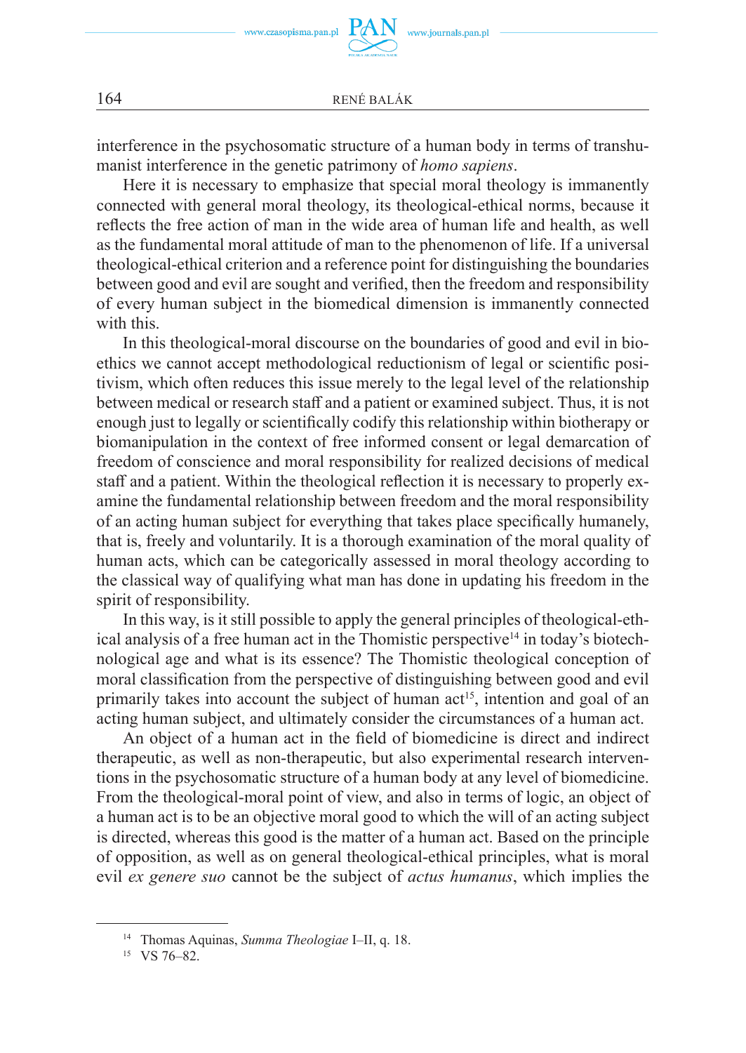interference in the psychosomatic structure of a human body in terms of transhumanist interference in the genetic patrimony of *homo sapiens*.

Here it is necessary to emphasize that special moral theology is immanently connected with general moral theology, its theological-ethical norms, because it reflects the free action of man in the wide area of human life and health, as well as the fundamental moral attitude of man to the phenomenon of life. If a universal theological-ethical criterion and a reference point for distinguishing the boundaries between good and evil are sought and verified, then the freedom and responsibility of every human subject in the biomedical dimension is immanently connected with this.

In this theological-moral discourse on the boundaries of good and evil in bioethics we cannot accept methodological reductionism of legal or scientific positivism, which often reduces this issue merely to the legal level of the relationship between medical or research staff and a patient or examined subject. Thus, it is not enough just to legally or scientifically codify this relationship within biotherapy or biomanipulation in the context of free informed consent or legal demarcation of freedom of conscience and moral responsibility for realized decisions of medical staff and a patient. Within the theological reflection it is necessary to properly examine the fundamental relationship between freedom and the moral responsibility of an acting human subject for everything that takes place specifically humanely, that is, freely and voluntarily. It is a thorough examination of the moral quality of human acts, which can be categorically assessed in moral theology according to the classical way of qualifying what man has done in updating his freedom in the spirit of responsibility.

In this way, is it still possible to apply the general principles of theological-ethical analysis of a free human act in the Thomistic perspective[14] in today's biotechnological age and what is its essence? The Thomistic theological conception of moral classification from the perspective of distinguishing between good and evil primarily takes into account the subject of human act[15], intention and goal of an acting human subject, and ultimately consider the circumstances of a human act.

An object of a human act in the field of biomedicine is direct and indirect therapeutic, as well as non-therapeutic, but also experimental research interventions in the psychosomatic structure of a human body at any level of biomedicine. From the theological-moral point of view, and also in terms of logic, an object of a human act is to be an objective moral good to which the will of an acting subject is directed, whereas this good is the matter of a human act. Based on the principle of opposition, as well as on general theological-ethical principles, what is moral evil *ex genere suo* cannot be the subject of *actus humanus*, which implies the

---

[14] Thomas Aquinas, *Summa Theologiae* I–II, q. 18.

[15] VS 76–82.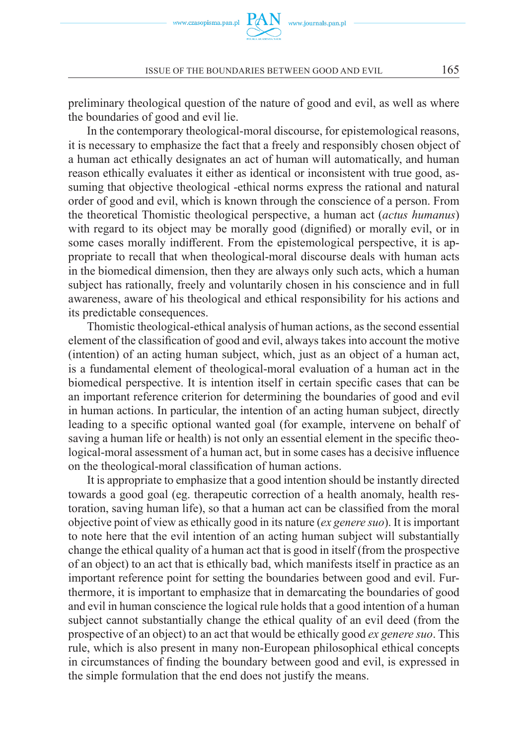preliminary theological question of the nature of good and evil, as well as where the boundaries of good and evil lie.

In the contemporary theological-moral discourse, for epistemological reasons, it is necessary to emphasize the fact that a freely and responsibly chosen object of a human act ethically designates an act of human will automatically, and human reason ethically evaluates it either as identical or inconsistent with true good, assuming that objective theological -ethical norms express the rational and natural order of good and evil, which is known through the conscience of a person. From the theoretical Thomistic theological perspective, a human act (*actus humanus*) with regard to its object may be morally good (dignified) or morally evil, or in some cases morally indifferent. From the epistemological perspective, it is appropriate to recall that when theological-moral discourse deals with human acts in the biomedical dimension, then they are always only such acts, which a human subject has rationally, freely and voluntarily chosen in his conscience and in full awareness, aware of his theological and ethical responsibility for his actions and its predictable consequences.

Thomistic theological-ethical analysis of human actions, as the second essential element of the classification of good and evil, always takes into account the motive (intention) of an acting human subject, which, just as an object of a human act, is a fundamental element of theological-moral evaluation of a human act in the biomedical perspective. It is intention itself in certain specific cases that can be an important reference criterion for determining the boundaries of good and evil in human actions. In particular, the intention of an acting human subject, directly leading to a specific optional wanted goal (for example, intervene on behalf of saving a human life or health) is not only an essential element in the specific theological-moral assessment of a human act, but in some cases has a decisive influence on the theological-moral classification of human actions.

It is appropriate to emphasize that a good intention should be instantly directed towards a good goal (eg. therapeutic correction of a health anomaly, health restoration, saving human life), so that a human act can be classified from the moral objective point of view as ethically good in its nature (*ex genere suo*). It is important to note here that the evil intention of an acting human subject will substantially change the ethical quality of a human act that is good in itself (from the prospective of an object) to an act that is ethically bad, which manifests itself in practice as an important reference point for setting the boundaries between good and evil. Furthermore, it is important to emphasize that in demarcating the boundaries of good and evil in human conscience the logical rule holds that a good intention of a human subject cannot substantially change the ethical quality of an evil deed (from the prospective of an object) to an act that would be ethically good *ex genere suo*. This rule, which is also present in many non-European philosophical ethical concepts in circumstances of finding the boundary between good and evil, is expressed in the simple formulation that the end does not justify the means.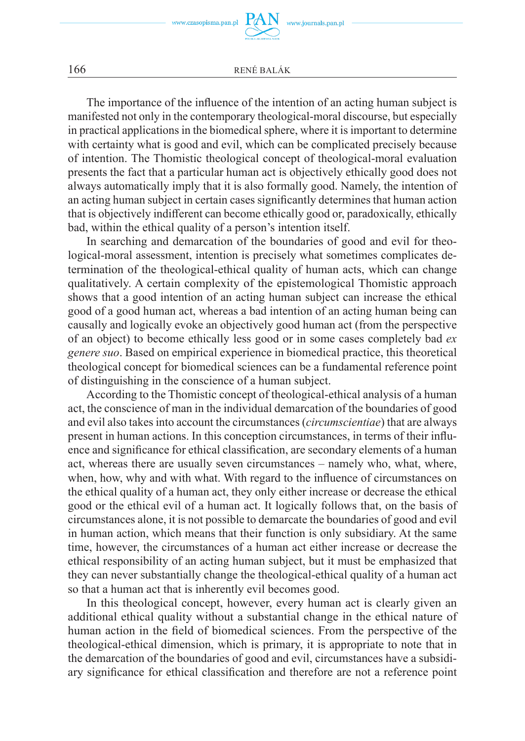The importance of the influence of the intention of an acting human subject is manifested not only in the contemporary theological-moral discourse, but especially in practical applications in the biomedical sphere, where it is important to determine with certainty what is good and evil, which can be complicated precisely because of intention. The Thomistic theological concept of theological-moral evaluation presents the fact that a particular human act is objectively ethically good does not always automatically imply that it is also formally good. Namely, the intention of an acting human subject in certain cases significantly determines that human action that is objectively indifferent can become ethically good or, paradoxically, ethically bad, within the ethical quality of a person's intention itself.

In searching and demarcation of the boundaries of good and evil for theological-moral assessment, intention is precisely what sometimes complicates determination of the theological-ethical quality of human acts, which can change qualitatively. A certain complexity of the epistemological Thomistic approach shows that a good intention of an acting human subject can increase the ethical good of a good human act, whereas a bad intention of an acting human being can causally and logically evoke an objectively good human act (from the perspective of an object) to become ethically less good or in some cases completely bad *ex genere suo*. Based on empirical experience in biomedical practice, this theoretical theological concept for biomedical sciences can be a fundamental reference point of distinguishing in the conscience of a human subject.

According to the Thomistic concept of theological-ethical analysis of a human act, the conscience of man in the individual demarcation of the boundaries of good and evil also takes into account the circumstances (*circumscientiae*) that are always present in human actions. In this conception circumstances, in terms of their influence and significance for ethical classification, are secondary elements of a human act, whereas there are usually seven circumstances – namely who, what, where, when, how, why and with what. With regard to the influence of circumstances on the ethical quality of a human act, they only either increase or decrease the ethical good or the ethical evil of a human act. It logically follows that, on the basis of circumstances alone, it is not possible to demarcate the boundaries of good and evil in human action, which means that their function is only subsidiary. At the same time, however, the circumstances of a human act either increase or decrease the ethical responsibility of an acting human subject, but it must be emphasized that they can never substantially change the theological-ethical quality of a human act so that a human act that is inherently evil becomes good.

In this theological concept, however, every human act is clearly given an additional ethical quality without a substantial change in the ethical nature of human action in the field of biomedical sciences. From the perspective of the theological-ethical dimension, which is primary, it is appropriate to note that in the demarcation of the boundaries of good and evil, circumstances have a subsidiary significance for ethical classification and therefore are not a reference point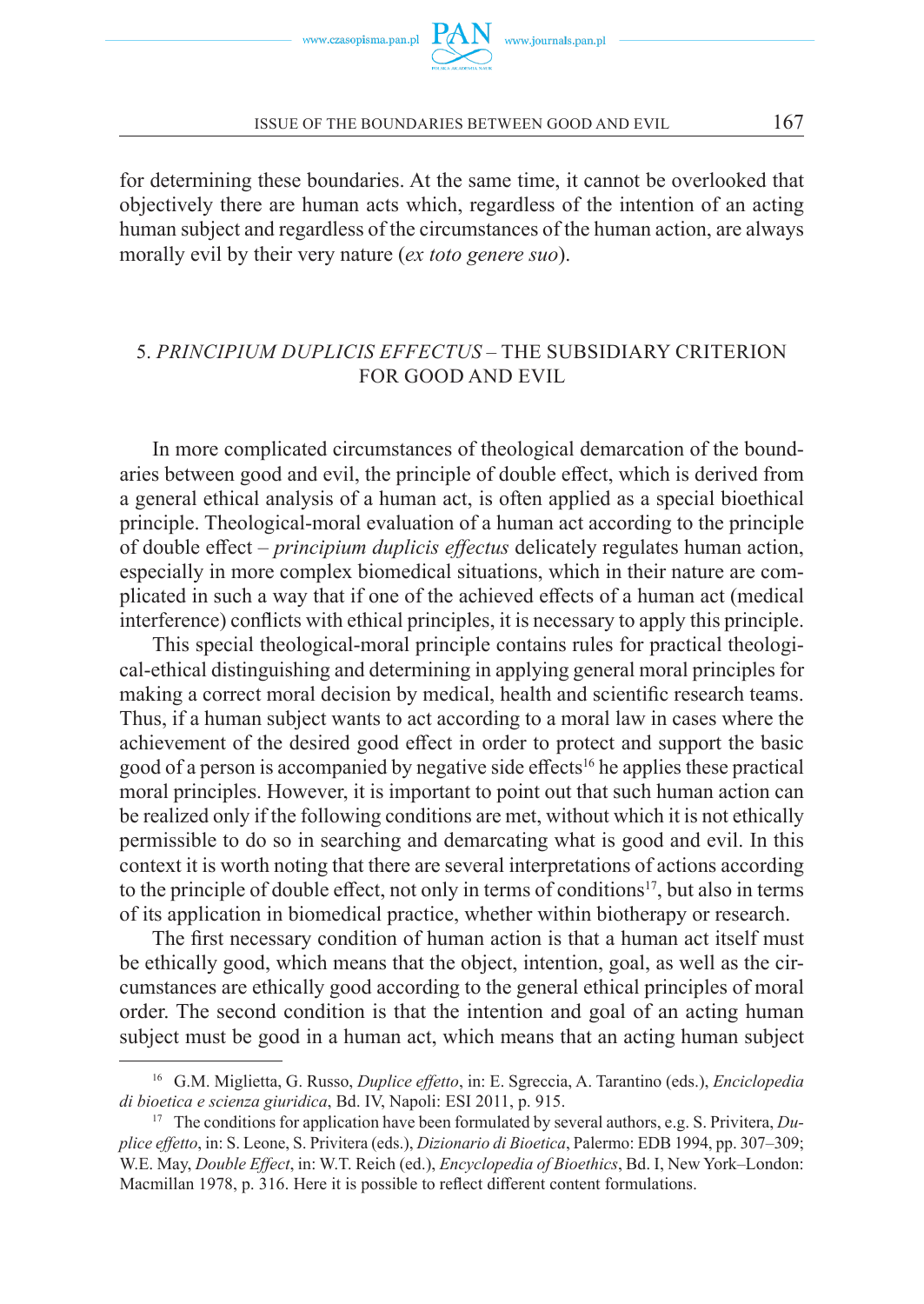for determining these boundaries. At the same time, it cannot be overlooked that objectively there are human acts which, regardless of the intention of an acting human subject and regardless of the circumstances of the human action, are always morally evil by their very nature (*ex toto genere suo*).

## 5. *PRINCIPIUM DUPLICIS EFFECTUS* – THE SUBSIDIARY CRITERION FOR GOOD AND EVIL

In more complicated circumstances of theological demarcation of the boundaries between good and evil, the principle of double effect, which is derived from a general ethical analysis of a human act, is often applied as a special bioethical principle. Theological-moral evaluation of a human act according to the principle of double effect – *principium duplicis effectus* delicately regulates human action, especially in more complex biomedical situations, which in their nature are complicated in such a way that if one of the achieved effects of a human act (medical interference) conflicts with ethical principles, it is necessary to apply this principle.

This special theological-moral principle contains rules for practical theological-ethical distinguishing and determining in applying general moral principles for making a correct moral decision by medical, health and scientific research teams. Thus, if a human subject wants to act according to a moral law in cases where the achievement of the desired good effect in order to protect and support the basic good of a person is accompanied by negative side effects[16] he applies these practical moral principles. However, it is important to point out that such human action can be realized only if the following conditions are met, without which it is not ethically permissible to do so in searching and demarcating what is good and evil. In this context it is worth noting that there are several interpretations of actions according to the principle of double effect, not only in terms of conditions[17], but also in terms of its application in biomedical practice, whether within biotherapy or research.

The first necessary condition of human action is that a human act itself must be ethically good, which means that the object, intention, goal, as well as the circumstances are ethically good according to the general ethical principles of moral order. The second condition is that the intention and goal of an acting human subject must be good in a human act, which means that an acting human subject

---

[16] G.M. Miglietta, G. Russo, *Duplice effetto*, in: E. Sgreccia, A. Tarantino (eds.), *Enciclopedia di bioetica e scienza giuridica*, Bd. IV, Napoli: ESI 2011, p. 915.

[17] The conditions for application have been formulated by several authors, e.g. S. Privitera, *Duplice effetto*, in: S. Leone, S. Privitera (eds.), *Dizionario di Bioetica*, Palermo: EDB 1994, pp. 307–309; W.E. May, *Double Effect*, in: W.T. Reich (ed.), *Encyclopedia of Bioethics*, Bd. I, New York–London: Macmillan 1978, p. 316. Here it is possible to reflect different content formulations.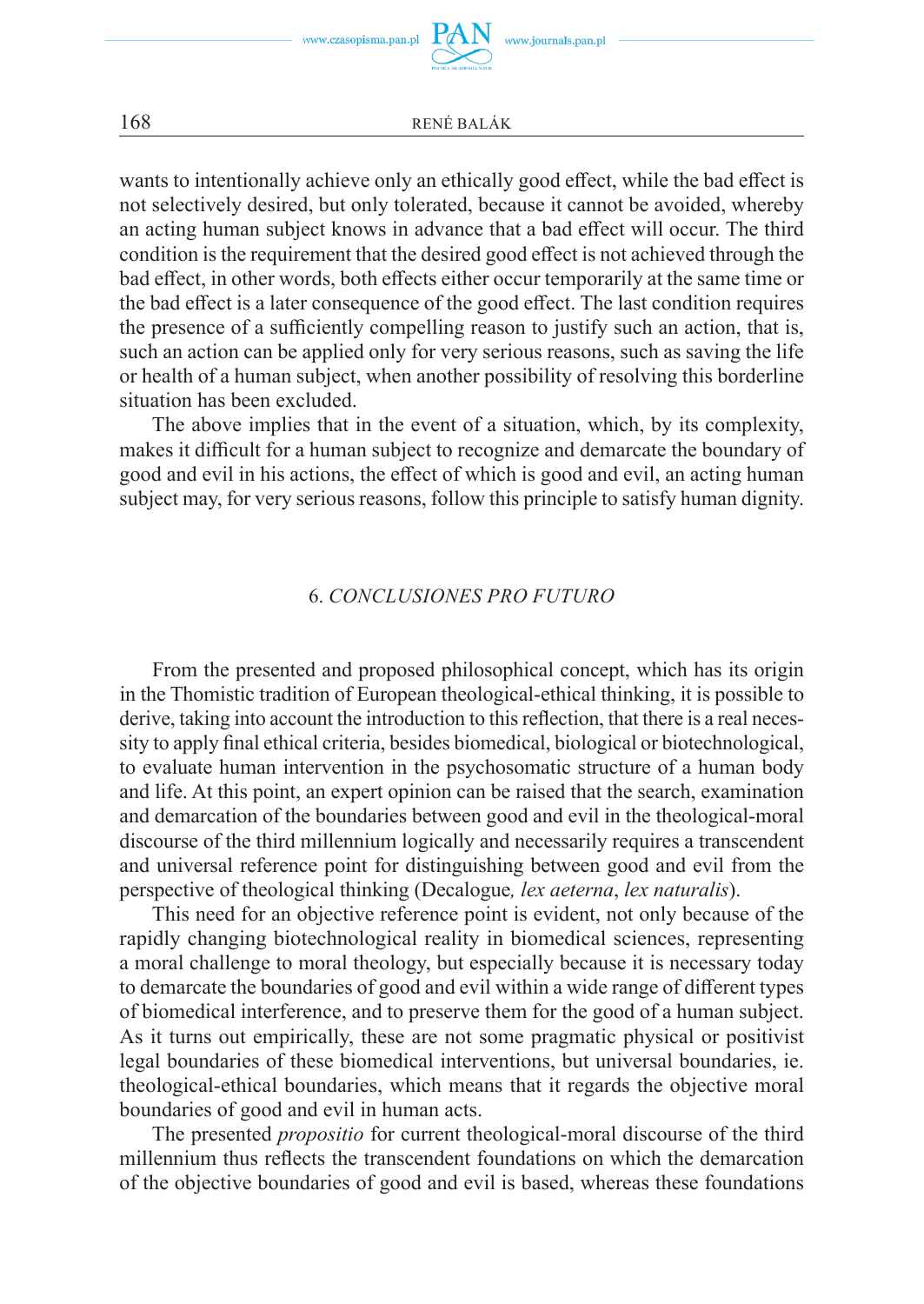wants to intentionally achieve only an ethically good effect, while the bad effect is not selectively desired, but only tolerated, because it cannot be avoided, whereby an acting human subject knows in advance that a bad effect will occur. The third condition is the requirement that the desired good effect is not achieved through the bad effect, in other words, both effects either occur temporarily at the same time or the bad effect is a later consequence of the good effect. The last condition requires the presence of a sufficiently compelling reason to justify such an action, that is, such an action can be applied only for very serious reasons, such as saving the life or health of a human subject, when another possibility of resolving this borderline situation has been excluded.

The above implies that in the event of a situation, which, by its complexity, makes it difficult for a human subject to recognize and demarcate the boundary of good and evil in his actions, the effect of which is good and evil, an acting human subject may, for very serious reasons, follow this principle to satisfy human dignity.

## 6. *CONCLUSIONES PRO FUTURO*

From the presented and proposed philosophical concept, which has its origin in the Thomistic tradition of European theological-ethical thinking, it is possible to derive, taking into account the introduction to this reflection, that there is a real necessity to apply final ethical criteria, besides biomedical, biological or biotechnological, to evaluate human intervention in the psychosomatic structure of a human body and life. At this point, an expert opinion can be raised that the search, examination and demarcation of the boundaries between good and evil in the theological-moral discourse of the third millennium logically and necessarily requires a transcendent and universal reference point for distinguishing between good and evil from the perspective of theological thinking (Decalogue*, lex aeterna*, *lex naturalis*).

This need for an objective reference point is evident, not only because of the rapidly changing biotechnological reality in biomedical sciences, representing a moral challenge to moral theology, but especially because it is necessary today to demarcate the boundaries of good and evil within a wide range of different types of biomedical interference, and to preserve them for the good of a human subject. As it turns out empirically, these are not some pragmatic physical or positivist legal boundaries of these biomedical interventions, but universal boundaries, ie. theological-ethical boundaries, which means that it regards the objective moral boundaries of good and evil in human acts.

The presented *propositio* for current theological-moral discourse of the third millennium thus reflects the transcendent foundations on which the demarcation of the objective boundaries of good and evil is based, whereas these foundations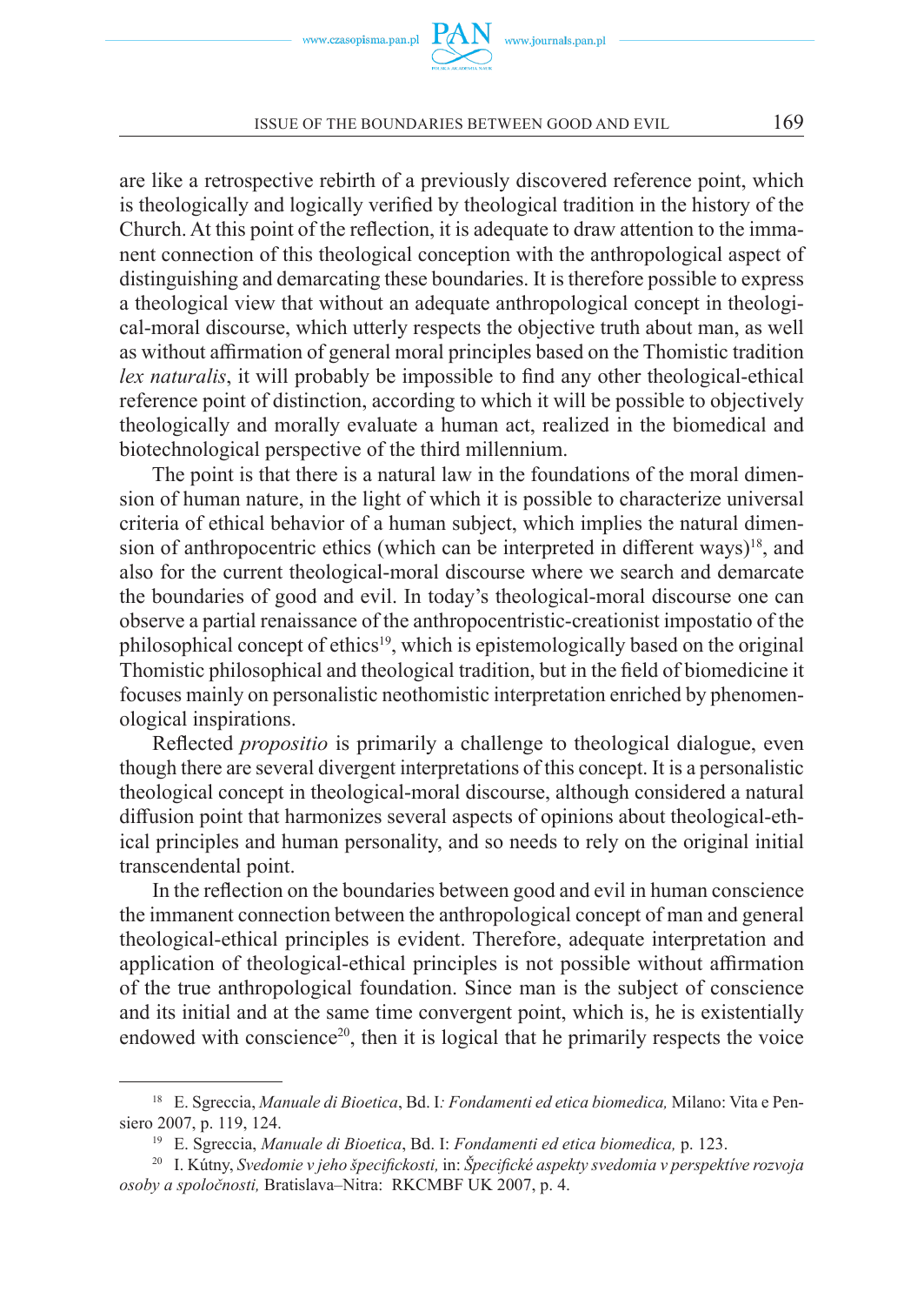are like a retrospective rebirth of a previously discovered reference point, which is theologically and logically verified by theological tradition in the history of the Church. At this point of the reflection, it is adequate to draw attention to the immanent connection of this theological conception with the anthropological aspect of distinguishing and demarcating these boundaries. It is therefore possible to express a theological view that without an adequate anthropological concept in theological-moral discourse, which utterly respects the objective truth about man, as well as without affirmation of general moral principles based on the Thomistic tradition *lex naturalis*, it will probably be impossible to find any other theological-ethical reference point of distinction, according to which it will be possible to objectively theologically and morally evaluate a human act, realized in the biomedical and biotechnological perspective of the third millennium.

The point is that there is a natural law in the foundations of the moral dimension of human nature, in the light of which it is possible to characterize universal criteria of ethical behavior of a human subject, which implies the natural dimension of anthropocentric ethics (which can be interpreted in different ways)[18], and also for the current theological-moral discourse where we search and demarcate the boundaries of good and evil. In today's theological-moral discourse one can observe a partial renaissance of the anthropocentristic-creationist impostatio of the philosophical concept of ethics[19], which is epistemologically based on the original Thomistic philosophical and theological tradition, but in the field of biomedicine it focuses mainly on personalistic neothomistic interpretation enriched by phenomenological inspirations.

Reflected *propositio* is primarily a challenge to theological dialogue, even though there are several divergent interpretations of this concept. It is a personalistic theological concept in theological-moral discourse, although considered a natural diffusion point that harmonizes several aspects of opinions about theological-ethical principles and human personality, and so needs to rely on the original initial transcendental point.

In the reflection on the boundaries between good and evil in human conscience the immanent connection between the anthropological concept of man and general theological-ethical principles is evident. Therefore, adequate interpretation and application of theological-ethical principles is not possible without affirmation of the true anthropological foundation. Since man is the subject of conscience and its initial and at the same time convergent point, which is, he is existentially endowed with conscience[20], then it is logical that he primarily respects the voice

---

[18] E. Sgreccia, *Manuale di Bioetica*, Bd. I*: Fondamenti ed etica biomedica,* Milano: Vita e Pensiero 2007, p. 119, 124.

[19] E. Sgreccia, *Manuale di Bioetica*, Bd. I: *Fondamenti ed etica biomedica,* p. 123.

[20] I. Kútny, *Svedomie v jeho špecifickosti,* in: *Špecifické aspekty svedomia v perspektíve rozvoja osoby a spoločnosti,* Bratislava–Nitra: RKCMBF UK 2007, p. 4.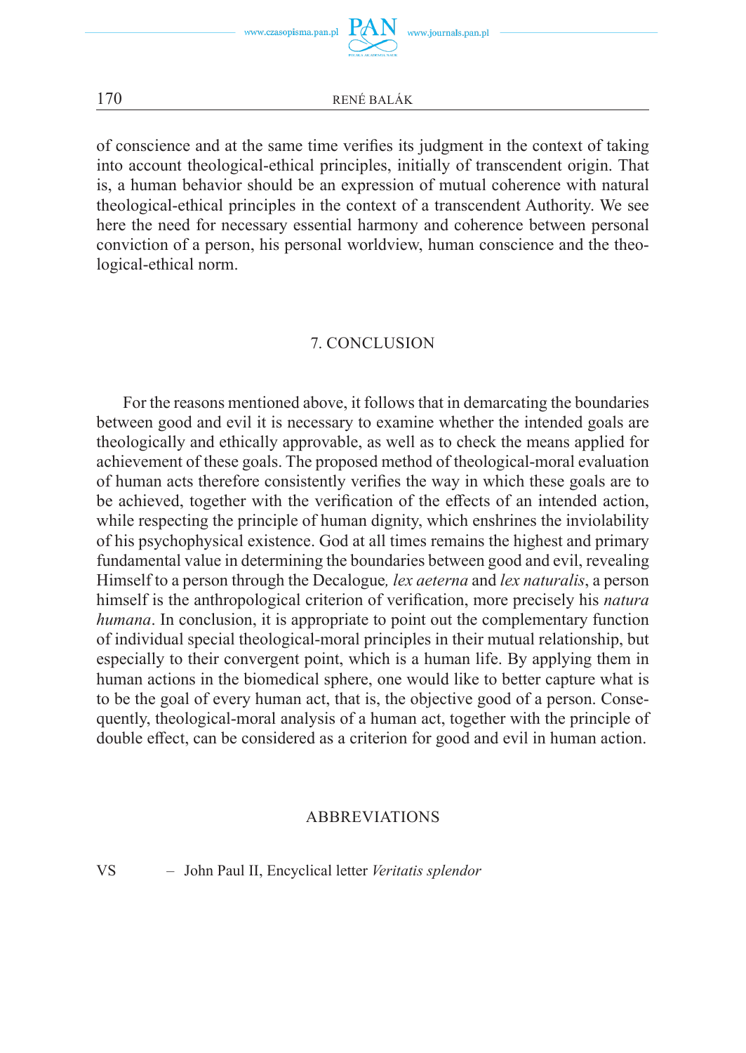of conscience and at the same time verifies its judgment in the context of taking into account theological-ethical principles, initially of transcendent origin. That is, a human behavior should be an expression of mutual coherence with natural theological-ethical principles in the context of a transcendent Authority. We see here the need for necessary essential harmony and coherence between personal conviction of a person, his personal worldview, human conscience and the theological-ethical norm.

## 7. CONCLUSION

For the reasons mentioned above, it follows that in demarcating the boundaries between good and evil it is necessary to examine whether the intended goals are theologically and ethically approvable, as well as to check the means applied for achievement of these goals. The proposed method of theological-moral evaluation of human acts therefore consistently verifies the way in which these goals are to be achieved, together with the verification of the effects of an intended action, while respecting the principle of human dignity, which enshrines the inviolability of his psychophysical existence. God at all times remains the highest and primary fundamental value in determining the boundaries between good and evil, revealing Himself to a person through the Decalogue, *lex aeterna* and *lex naturalis*, a person himself is the anthropological criterion of verification, more precisely his *natura humana*. In conclusion, it is appropriate to point out the complementary function of individual special theological-moral principles in their mutual relationship, but especially to their convergent point, which is a human life. By applying them in human actions in the biomedical sphere, one would like to better capture what is to be the goal of every human act, that is, the objective good of a person. Consequently, theological-moral analysis of a human act, together with the principle of double effect, can be considered as a criterion for good and evil in human action.

## ABBREVIATIONS

VS – John Paul II, Encyclical letter *Veritatis splendor*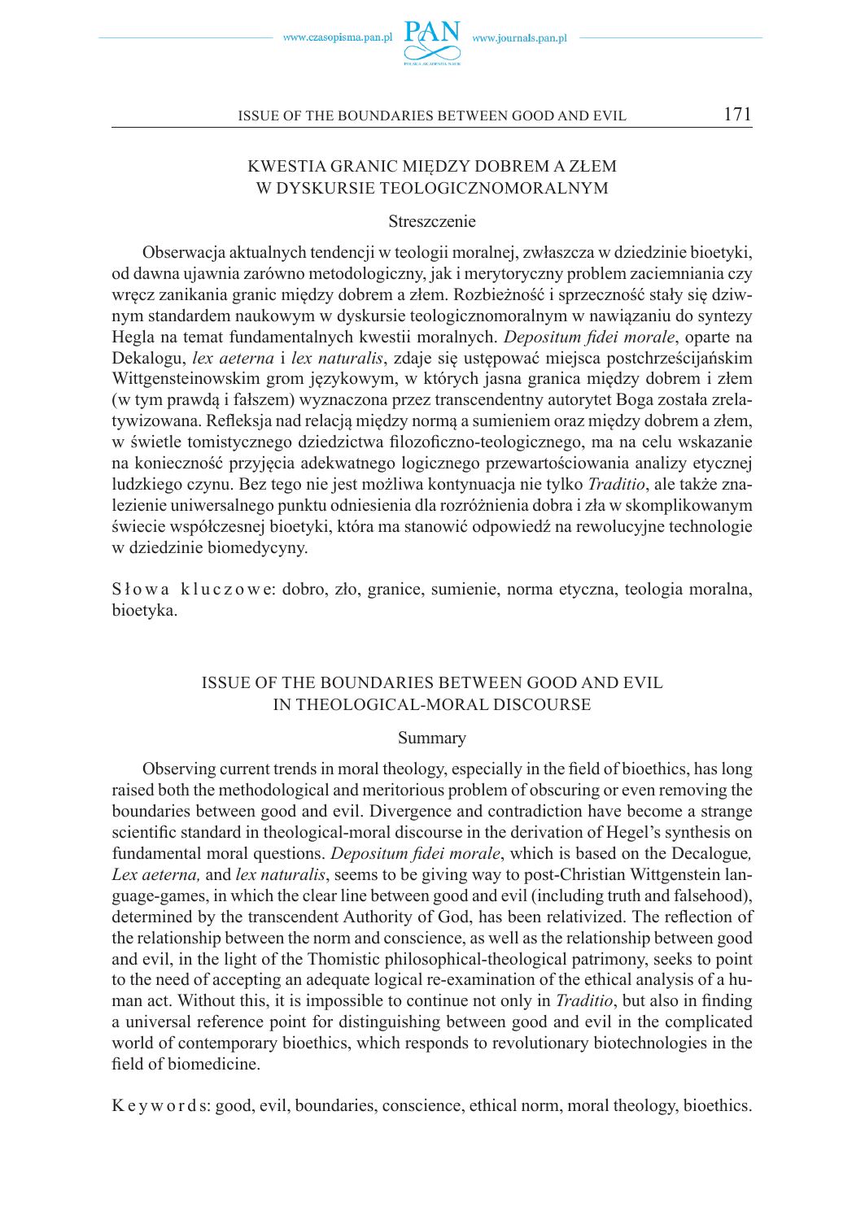KWESTIA GRANIC MIĘDZY DOBREM A ZŁEM
W DYSKURSIE TEOLOGICZNOMORALNYM

Streszczenie

Obserwacja aktualnych tendencji w teologii moralnej, zwłaszcza w dziedzinie bioetyki, od dawna ujawnia zarówno metodologiczny, jak i merytoryczny problem zaciemniania czy wręcz zanikania granic między dobrem a złem. Rozbieżność i sprzeczność stały się dziwnym standardem naukowym w dyskursie teologicznomoralnym w nawiązaniu do syntezy Hegla na temat fundamentalnych kwestii moralnych. *Depositum fidei morale*, oparte na Dekalogu, *lex aeterna* i *lex naturalis*, zdaje się ustępować miejsca postchrześcijańskim Wittgensteinowskim grom językowym, w których jasna granica między dobrem i złem (w tym prawdą i fałszem) wyznaczona przez transcendentny autorytet Boga została zrelatywizowana. Refleksja nad relacją między normą a sumieniem oraz między dobrem a złem, w świetle tomistycznego dziedzictwa filozoficzno-teologicznego, ma na celu wskazanie na konieczność przyjęcia adekwatnego logicznego przewartościowania analizy etycznej ludzkiego czynu. Bez tego nie jest możliwa kontynuacja nie tylko *Traditio*, ale także znalezienie uniwersalnego punktu odniesienia dla rozróżnienia dobra i zła w skomplikowanym świecie współczesnej bioetyki, która ma stanowić odpowiedź na rewolucyjne technologie w dziedzinie biomedycyny.

Słowa kluczowe: dobro, zło, granice, sumienie, norma etyczna, teologia moralna, bioetyka.

ISSUE OF THE BOUNDARIES BETWEEN GOOD AND EVIL
IN THEOLOGICAL-MORAL DISCOURSE

Summary

Observing current trends in moral theology, especially in the field of bioethics, has long raised both the methodological and meritorious problem of obscuring or even removing the boundaries between good and evil. Divergence and contradiction have become a strange scientific standard in theological-moral discourse in the derivation of Hegel's synthesis on fundamental moral questions. *Depositum fidei morale*, which is based on the Decalogue*, Lex aeterna,* and *lex naturalis*, seems to be giving way to post-Christian Wittgenstein language-games, in which the clear line between good and evil (including truth and falsehood), determined by the transcendent Authority of God, has been relativized. The reflection of the relationship between the norm and conscience, as well as the relationship between good and evil, in the light of the Thomistic philosophical-theological patrimony, seeks to point to the need of accepting an adequate logical re-examination of the ethical analysis of a human act. Without this, it is impossible to continue not only in *Traditio*, but also in finding a universal reference point for distinguishing between good and evil in the complicated world of contemporary bioethics, which responds to revolutionary biotechnologies in the field of biomedicine.

Keywords: good, evil, boundaries, conscience, ethical norm, moral theology, bioethics.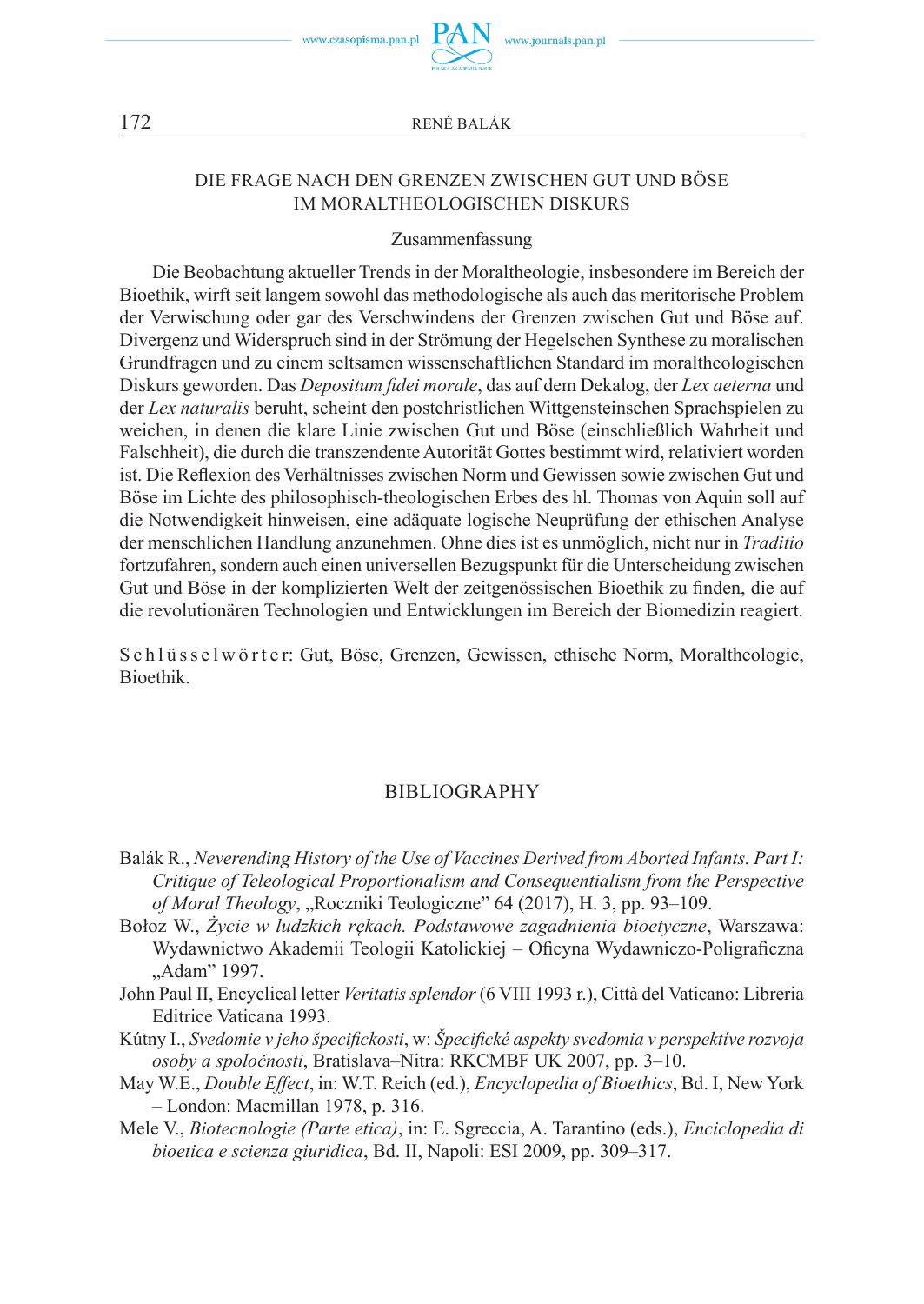## DIE FRAGE NACH DEN GRENZEN ZWISCHEN GUT UND BÖSE IM MORALTHEOLOGISCHEN DISKURS

### Zusammenfassung

Die Beobachtung aktueller Trends in der Moraltheologie, insbesondere im Bereich der Bioethik, wirft seit langem sowohl das methodologische als auch das meritorische Problem der Verwischung oder gar des Verschwindens der Grenzen zwischen Gut und Böse auf. Divergenz und Widerspruch sind in der Strömung der Hegelschen Synthese zu moralischen Grundfragen und zu einem seltsamen wissenschaftlichen Standard im moraltheologischen Diskurs geworden. Das *Depositum fidei morale*, das auf dem Dekalog, der *Lex aeterna* und der *Lex naturalis* beruht, scheint den postchristlichen Wittgensteinschen Sprachspielen zu weichen, in denen die klare Linie zwischen Gut und Böse (einschließlich Wahrheit und Falschheit), die durch die transzendente Autorität Gottes bestimmt wird, relativiert worden ist. Die Reflexion des Verhältnisses zwischen Norm und Gewissen sowie zwischen Gut und Böse im Lichte des philosophisch-theologischen Erbes des hl. Thomas von Aquin soll auf die Notwendigkeit hinweisen, eine adäquate logische Neuprüfung der ethischen Analyse der menschlichen Handlung anzunehmen. Ohne dies ist es unmöglich, nicht nur in *Traditio* fortzufahren, sondern auch einen universellen Bezugspunkt für die Unterscheidung zwischen Gut und Böse in der komplizierten Welt der zeitgenössischen Bioethik zu finden, die auf die revolutionären Technologien und Entwicklungen im Bereich der Biomedizin reagiert.

Schlüsselwörter: Gut, Böse, Grenzen, Gewissen, ethische Norm, Moraltheologie, Bioethik.

## BIBLIOGRAPHY

Balák R., *Neverending History of the Use of Vaccines Derived from Aborted Infants. Part I: Critique of Teleological Proportionalism and Consequentialism from the Perspective of Moral Theology*, „Roczniki Teologiczne" 64 (2017), H. 3, pp. 93–109.

Bołoz W., *Życie w ludzkich rękach. Podstawowe zagadnienia bioetyczne*, Warszawa: Wydawnictwo Akademii Teologii Katolickiej – Oficyna Wydawniczo-Poligraficzna „Adam" 1997.

John Paul II, Encyclical letter *Veritatis splendor* (6 VIII 1993 r.), Città del Vaticano: Libreria Editrice Vaticana 1993.

Kútny I., *Svedomie v jeho špecifickosti*, w: *Špecifické aspekty svedomia v perspektíve rozvoja osoby a spoločnosti*, Bratislava–Nitra: RKCMBF UK 2007, pp. 3–10.

May W.E., *Double Effect*, in: W.T. Reich (ed.), *Encyclopedia of Bioethics*, Bd. I, New York – London: Macmillan 1978, p. 316.

Mele V., *Biotecnologie (Parte etica)*, in: E. Sgreccia, A. Tarantino (eds.), *Enciclopedia di bioetica e scienza giuridica*, Bd. II, Napoli: ESI 2009, pp. 309–317.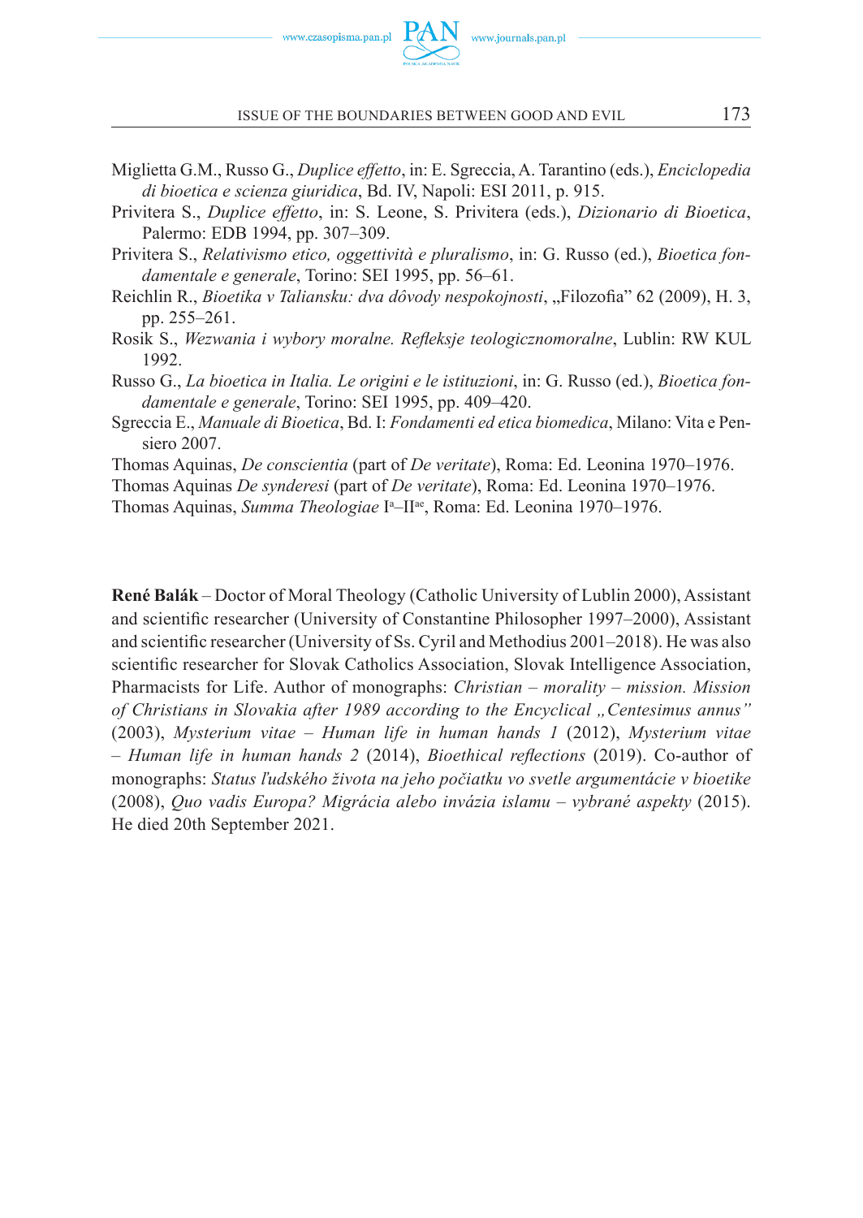Miglietta G.M., Russo G., *Duplice effetto*, in: E. Sgreccia, A. Tarantino (eds.), *Enciclopedia di bioetica e scienza giuridica*, Bd. IV, Napoli: ESI 2011, p. 915.

Privitera S., *Duplice effetto*, in: S. Leone, S. Privitera (eds.), *Dizionario di Bioetica*, Palermo: EDB 1994, pp. 307–309.

Privitera S., *Relativismo etico, oggettività e pluralismo*, in: G. Russo (ed.), *Bioetica fondamentale e generale*, Torino: SEI 1995, pp. 56–61.

Reichlin R., *Bioetika v Taliansku: dva dôvody nespokojnosti*, „Filozofia" 62 (2009), H. 3, pp. 255–261.

Rosik S., *Wezwania i wybory moralne. Refleksje teologicznomoralne*, Lublin: RW KUL 1992.

Russo G., *La bioetica in Italia. Le origini e le istituzioni*, in: G. Russo (ed.), *Bioetica fondamentale e generale*, Torino: SEI 1995, pp. 409–420.

Sgreccia E., *Manuale di Bioetica*, Bd. I: *Fondamenti ed etica biomedica*, Milano: Vita e Pensiero 2007.

Thomas Aquinas, *De conscientia* (part of *De veritate*), Roma: Ed. Leonina 1970–1976.

Thomas Aquinas *De synderesi* (part of *De veritate*), Roma: Ed. Leonina 1970–1976.

Thomas Aquinas, *Summa Theologiae* I[a]–II[ae], Roma: Ed. Leonina 1970–1976.

**René Balák** – Doctor of Moral Theology (Catholic University of Lublin 2000), Assistant and scientific researcher (University of Constantine Philosopher 1997–2000), Assistant and scientific researcher (University of Ss. Cyril and Methodius 2001–2018). He was also scientific researcher for Slovak Catholics Association, Slovak Intelligence Association, Pharmacists for Life. Author of monographs: *Christian – morality – mission. Mission of Christians in Slovakia after 1989 according to the Encyclical „Centesimus annus"* (2003), *Mysterium vitae – Human life in human hands 1* (2012), *Mysterium vitae – Human life in human hands 2* (2014), *Bioethical reflections* (2019). Co-author of monographs: *Status ľudského života na jeho počiatku vo svetle argumentácie v bioetike* (2008), *Quo vadis Europa? Migrácia alebo invázia islamu – vybrané aspekty* (2015). He died 20th September 2021.